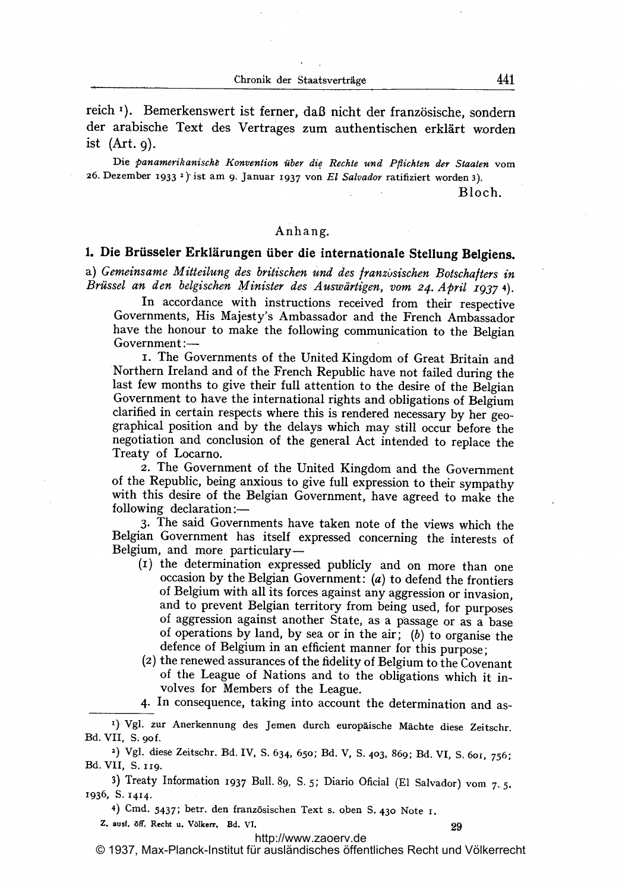reich [1]). Bemerkenswert ist ferner, daß nicht der französische, sondern der arabische Text des Vertrages zum authentischen erklärt worden ist (Art. 9).

Die *panamerikanische Konvention über die Rechte und Pflichten der Staaten* vom 26. Dezember 1933 [2]) ist am 9. Januar 1937 von *El Salvador* ratifiziert worden [3]).

Bloch.

## Anhang.

### 1. Die Brüsseler Erklärungen über die internationale Stellung Belgiens.

a) *Gemeinsame Mitteilung des britischen und des französischen Botschafters in Brüssel an den belgischen Minister des Auswärtigen, vom 24. April 1937* [4]).

In accordance with instructions received from their respective Governments, His Majesty's Ambassador and the French Ambassador have the honour to make the following communication to the Belgian Government:—

1. The Governments of the United Kingdom of Great Britain and Northern Ireland and of the French Republic have not failed during the last few months to give their full attention to the desire of the Belgian Government to have the international rights and obligations of Belgium clarified in certain respects where this is rendered necessary by her geographical position and by the delays which may still occur before the negotiation and conclusion of the general Act intended to replace the Treaty of Locarno.

2. The Government of the United Kingdom and the Government of the Republic, being anxious to give full expression to their sympathy with this desire of the Belgian Government, have agreed to make the following declaration:—

3. The said Governments have taken note of the views which the Belgian Government has itself expressed concerning the interests of Belgium, and more particularly—

(1) the determination expressed publicly and on more than one occasion by the Belgian Government: (*a*) to defend the frontiers of Belgium with all its forces against any aggression or invasion, and to prevent Belgian territory from being used, for purposes of aggression against another State, as a passage or as a base of operations by land, by sea or in the air; (*b*) to organise the defence of Belgium in an efficient manner for this purpose;

(2) the renewed assurances of the fidelity of Belgium to the Covenant of the League of Nations and to the obligations which it involves for Members of the League.

4. In consequence, taking into account the determination and as-

---

[1]) Vgl. zur Anerkennung des Jemen durch europäische Mächte diese Zeitschr. Bd. VII, S. 90f.

[2]) Vgl. diese Zeitschr. Bd. IV, S. 634, 650; Bd. V, S. 403, 869; Bd. VI, S. 601, 756; Bd. VII, S. 119.

[3]) Treaty Information 1937 Bull. 89, S. 5; Diario Oficial (El Salvador) vom 7. 5. 1936, S. 1414.

[4]) Cmd. 5437; betr. den französischen Text s. oben S. 430 Note 1.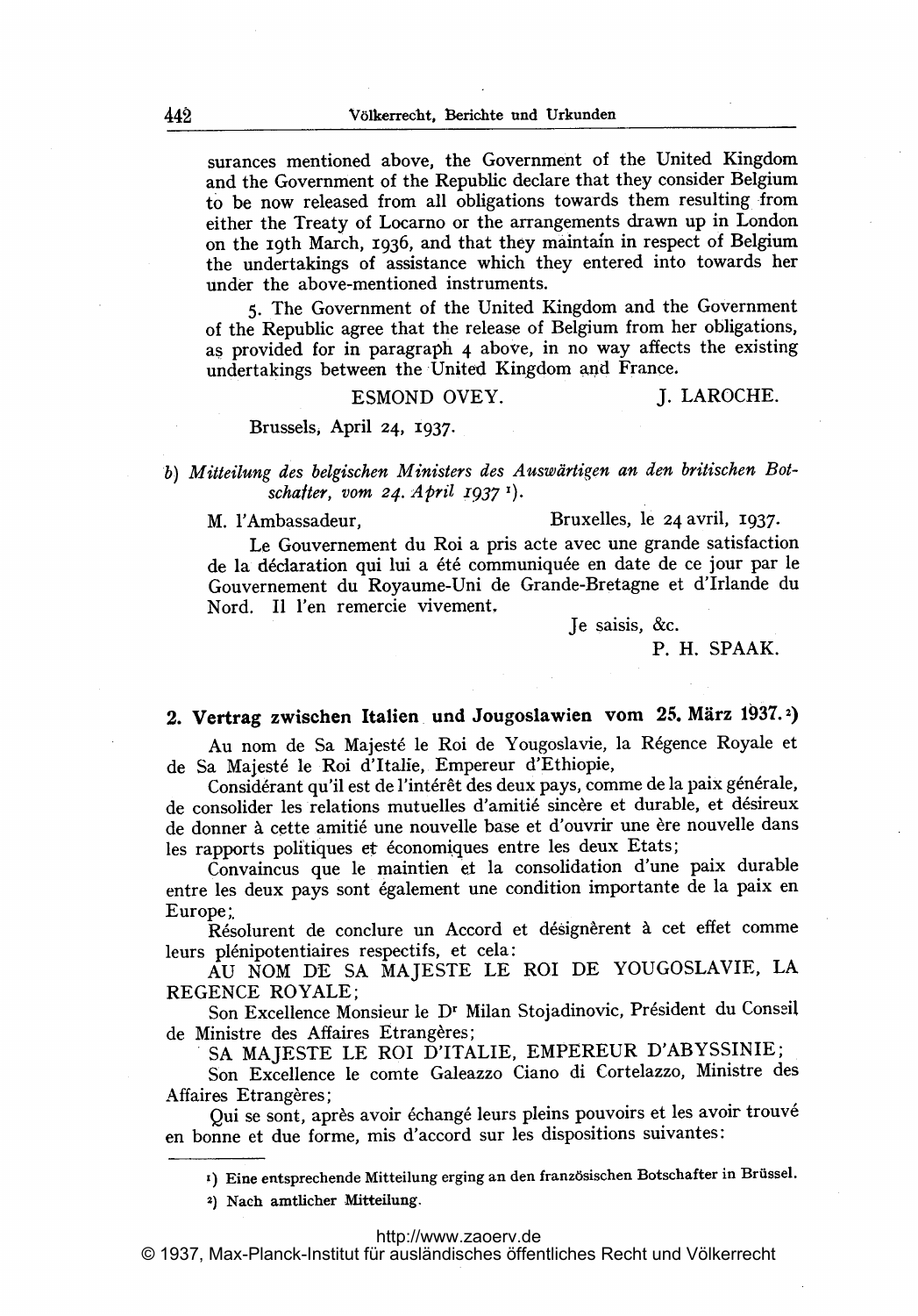surances mentioned above, the Government of the United Kingdom and the Government of the Republic declare that they consider Belgium to be now released from all obligations towards them resulting from either the Treaty of Locarno or the arrangements drawn up in London on the 19th March, 1936, and that they maintain in respect of Belgium the undertakings of assistance which they entered into towards her under the above-mentioned instruments.

5. The Government of the United Kingdom and the Government of the Republic agree that the release of Belgium from her obligations, as provided for in paragraph 4 above, in no way affects the existing undertakings between the United Kingdom and France.

ESMOND OVEY. J. LAROCHE.

Brussels, April 24, 1937.

*b) Mitteilung des belgischen Ministers des Auswärtigen an den britischen Botschafter, vom 24. April 1937* [1]).

M. l'Ambassadeur, Bruxelles, le 24 avril, 1937.

Le Gouvernement du Roi a pris acte avec une grande satisfaction de la déclaration qui lui a été communiquée en date de ce jour par le Gouvernement du Royaume-Uni de Grande-Bretagne et d'Irlande du Nord. Il l'en remercie vivement.

Je saisis, &c.

P. H. SPAAK.

## 2. Vertrag zwischen Italien und Jougoslawien vom 25. März 1937. [2])

Au nom de Sa Majesté le Roi de Yougoslavie, la Régence Royale et de Sa Majesté le Roi d'Italie, Empereur d'Ethiopie,

Considérant qu'il est de l'intérêt des deux pays, comme de la paix générale, de consolider les relations mutuelles d'amitié sincère et durable, et désireux de donner à cette amitié une nouvelle base et d'ouvrir une ère nouvelle dans les rapports politiques et économiques entre les deux Etats;

Convaincus que le maintien et la consolidation d'une paix durable entre les deux pays sont également une condition importante de la paix en Europe;

Résolurent de conclure un Accord et désignèrent à cet effet comme leurs plénipotentiaires respectifs, et cela:

AU NOM DE SA MAJESTE LE ROI DE YOUGOSLAVIE, LA REGENCE ROYALE;

Son Excellence Monsieur le Dr Milan Stojadinovic, Président du Conseil de Ministre des Affaires Etrangères;

SA MAJESTE LE ROI D'ITALIE, EMPEREUR D'ABYSSINIE;

Son Excellence le comte Galeazzo Ciano di Cortelazzo, Ministre des Affaires Etrangères;

Qui se sont, après avoir échangé leurs pleins pouvoirs et les avoir trouvé en bonne et due forme, mis d'accord sur les dispositions suivantes:

---

[1]) Eine entsprechende Mitteilung erging an den französischen Botschafter in Brüssel.

[2]) Nach amtlicher Mitteilung.